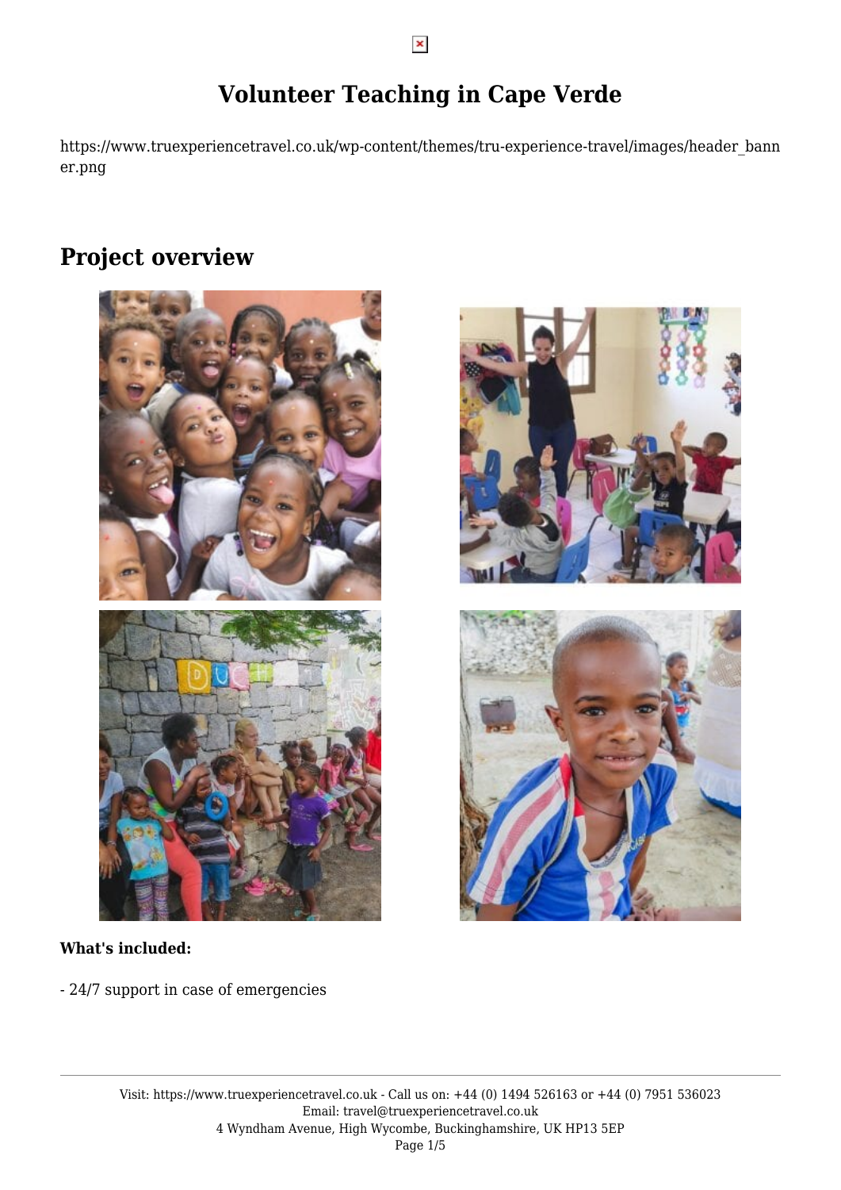# Volunteer Teaching in Cape Verde

https://www.truexperiencetravel.co.uk/wp-content/themes/tru-experience-travel/images/header_banner.png

## Project overview

**What's included:**

- 24/7 support in case of emergencies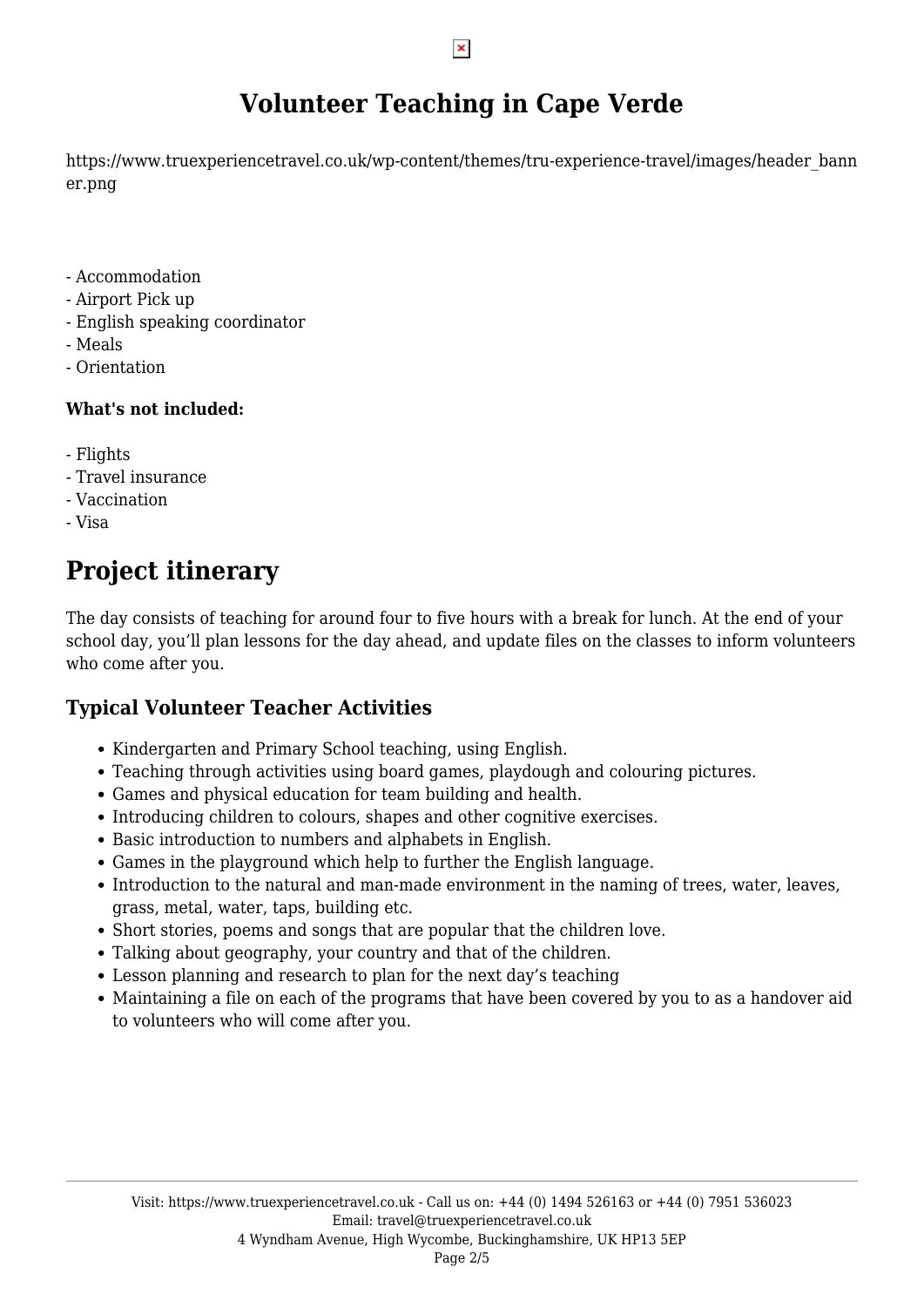# Volunteer Teaching in Cape Verde

https://www.truexperiencetravel.co.uk/wp-content/themes/tru-experience-travel/images/header_banner.png

- Accommodation
- Airport Pick up
- English speaking coordinator
- Meals
- Orientation

**What's not included:**

- Flights
- Travel insurance
- Vaccination
- Visa

## Project itinerary

The day consists of teaching for around four to five hours with a break for lunch. At the end of your school day, you'll plan lessons for the day ahead, and update files on the classes to inform volunteers who come after you.

### Typical Volunteer Teacher Activities

- Kindergarten and Primary School teaching, using English.
- Teaching through activities using board games, playdough and colouring pictures.
- Games and physical education for team building and health.
- Introducing children to colours, shapes and other cognitive exercises.
- Basic introduction to numbers and alphabets in English.
- Games in the playground which help to further the English language.
- Introduction to the natural and man-made environment in the naming of trees, water, leaves, grass, metal, water, taps, building etc.
- Short stories, poems and songs that are popular that the children love.
- Talking about geography, your country and that of the children.
- Lesson planning and research to plan for the next day's teaching
- Maintaining a file on each of the programs that have been covered by you to as a handover aid to volunteers who will come after you.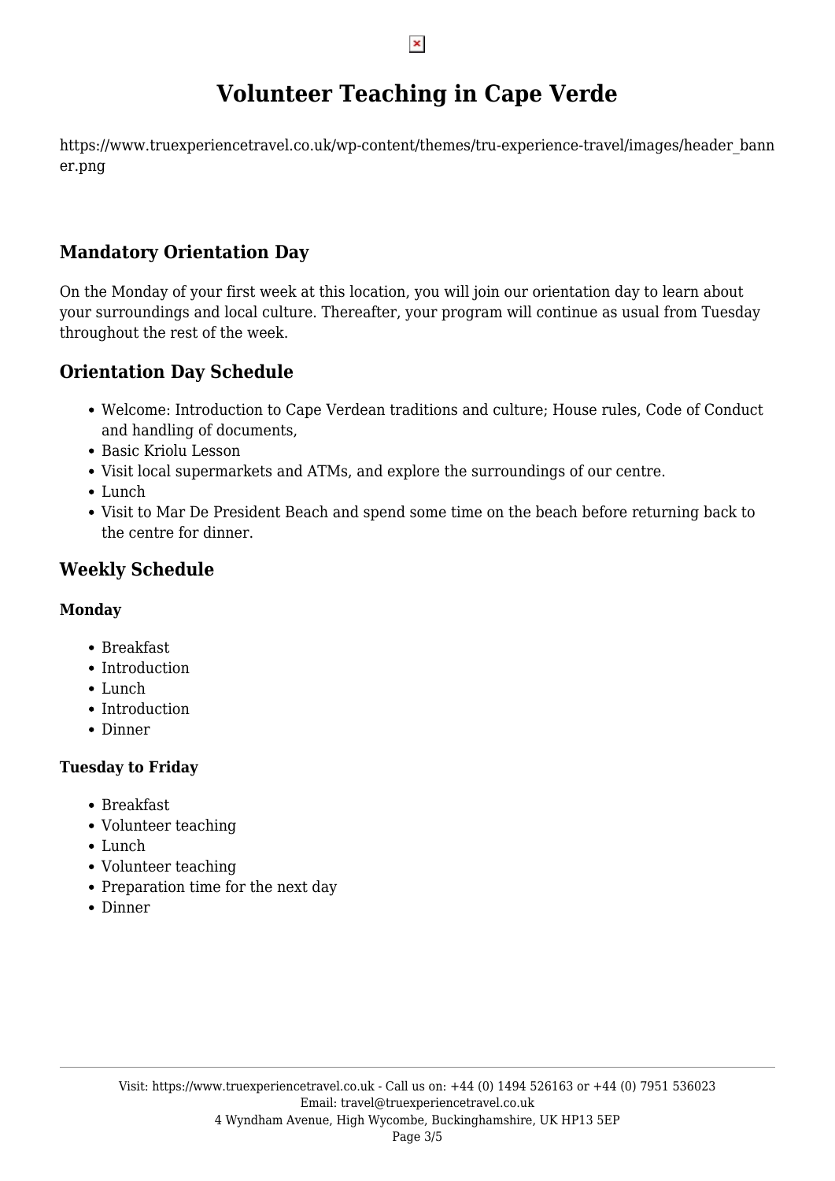# Volunteer Teaching in Cape Verde

https://www.truexperiencetravel.co.uk/wp-content/themes/tru-experience-travel/images/header_banner.png

## Mandatory Orientation Day

On the Monday of your first week at this location, you will join our orientation day to learn about your surroundings and local culture. Thereafter, your program will continue as usual from Tuesday throughout the rest of the week.

## Orientation Day Schedule

- Welcome: Introduction to Cape Verdean traditions and culture; House rules, Code of Conduct and handling of documents,
- Basic Kriolu Lesson
- Visit local supermarkets and ATMs, and explore the surroundings of our centre.
- Lunch
- Visit to Mar De President Beach and spend some time on the beach before returning back to the centre for dinner.

## Weekly Schedule

**Monday**

- Breakfast
- Introduction
- Lunch
- Introduction
- Dinner

**Tuesday to Friday**

- Breakfast
- Volunteer teaching
- Lunch
- Volunteer teaching
- Preparation time for the next day
- Dinner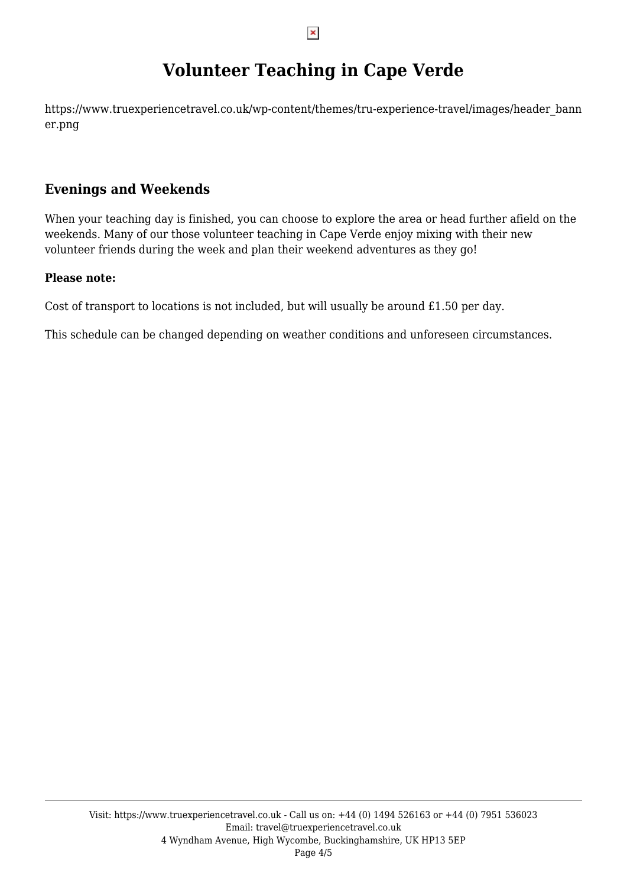# Volunteer Teaching in Cape Verde

https://www.truexperiencetravel.co.uk/wp-content/themes/tru-experience-travel/images/header_banner.png

## Evenings and Weekends

When your teaching day is finished, you can choose to explore the area or head further afield on the weekends. Many of our those volunteer teaching in Cape Verde enjoy mixing with their new volunteer friends during the week and plan their weekend adventures as they go!

**Please note:**

Cost of transport to locations is not included, but will usually be around £1.50 per day.

This schedule can be changed depending on weather conditions and unforeseen circumstances.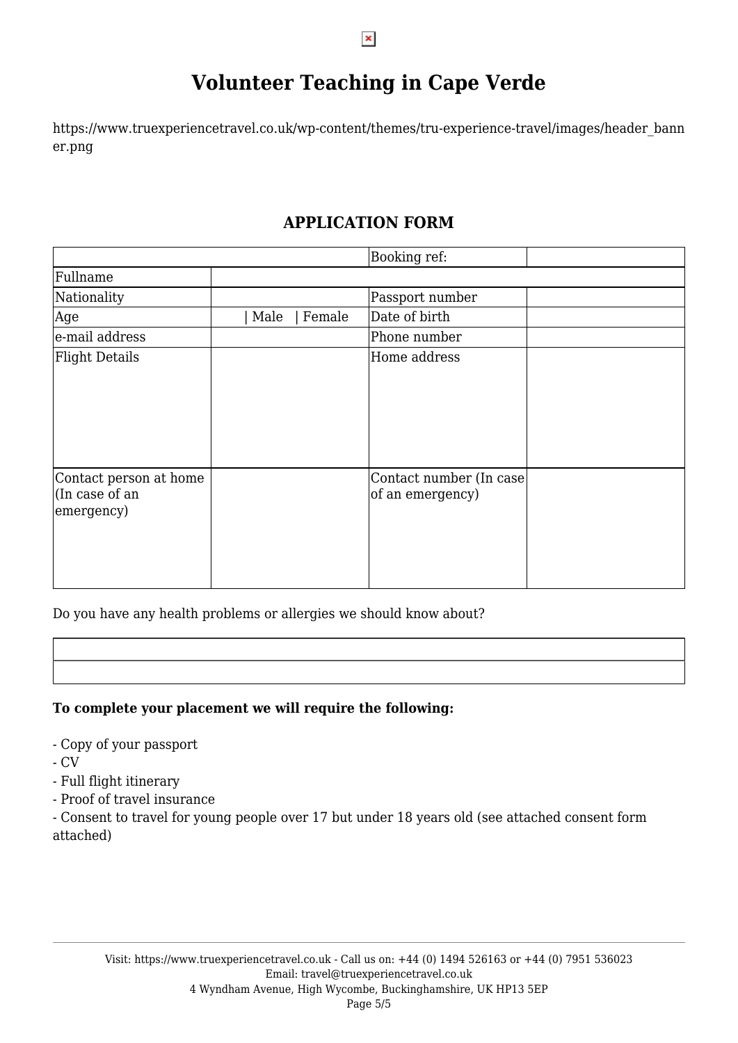# Volunteer Teaching in Cape Verde

https://www.truexperiencetravel.co.uk/wp-content/themes/tru-experience-travel/images/header_banner.png

## APPLICATION FORM

| | | | |
|---|---|---|---|
| | | Booking ref: | |
| Fullname | | | |
| Nationality | | Passport number | |
| Age | \| Male \| Female | Date of birth | |
| e-mail address | | Phone number | |
| Flight Details | | Home address | |
| Contact person at home (In case of an emergency) | | Contact number (In case of an emergency) | |

Do you have any health problems or allergies we should know about?

| |
|---|
| |
| |

**To complete your placement we will require the following:**

- Copy of your passport
- CV
- Full flight itinerary
- Proof of travel insurance
- Consent to travel for young people over 17 but under 18 years old (see attached consent form attached)